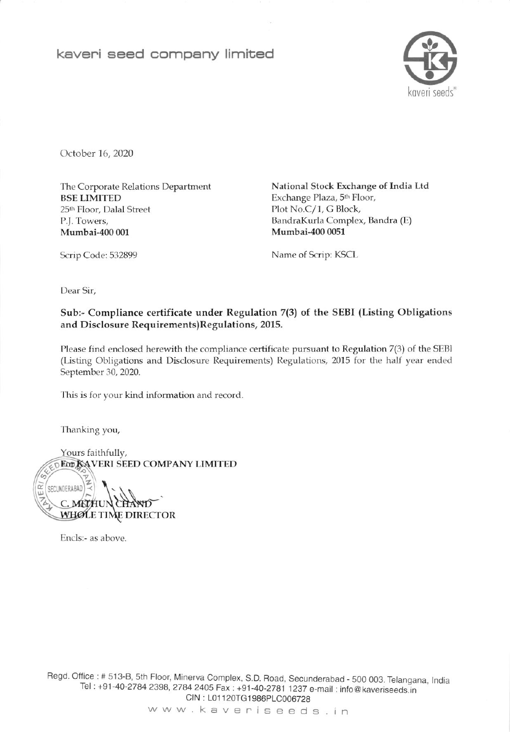# kaveri seed company limited

October 16, 2020

The Corporate Relations Department
**BSE LIMITED**
25th Floor, Dalal Street
P.J. Towers,
**Mumbai-400 001**

Scrip Code: 532899

**National Stock Exchange of India Ltd**
Exchange Plaza, 5th Floor,
Plot No.C/1, G Block,
BandraKurla Complex, Bandra (E)
**Mumbai-400 0051**

Name of Scrip: KSCL

Dear Sir,

**Sub:- Compliance certificate under Regulation 7(3) of the SEBI (Listing Obligations and Disclosure Requirements)Regulations, 2015.**

Please find enclosed herewith the compliance certificate pursuant to Regulation 7(3) of the SEBI (Listing Obligations and Disclosure Requirements) Regulations, 2015 for the half year ended September 30, 2020.

This is for your kind information and record.

Thanking you,

Yours faithfully,
**For KAVERI SEED COMPANY LIMITED**

**C. MITHUN CHAND**
**WHOLE TIME DIRECTOR**

Encls:- as above.

Regd. Office : # 513-B, 5th Floor, Minerva Complex, S.D. Road, Secunderabad - 500 003. Telangana, India
Tel : +91-40-2784 2398, 2784 2405 Fax : +91-40-2781 1237 e-mail : info@kaveriseeds.in
CIN : L01120TG1986PLC006728
www.kaveriseeds.in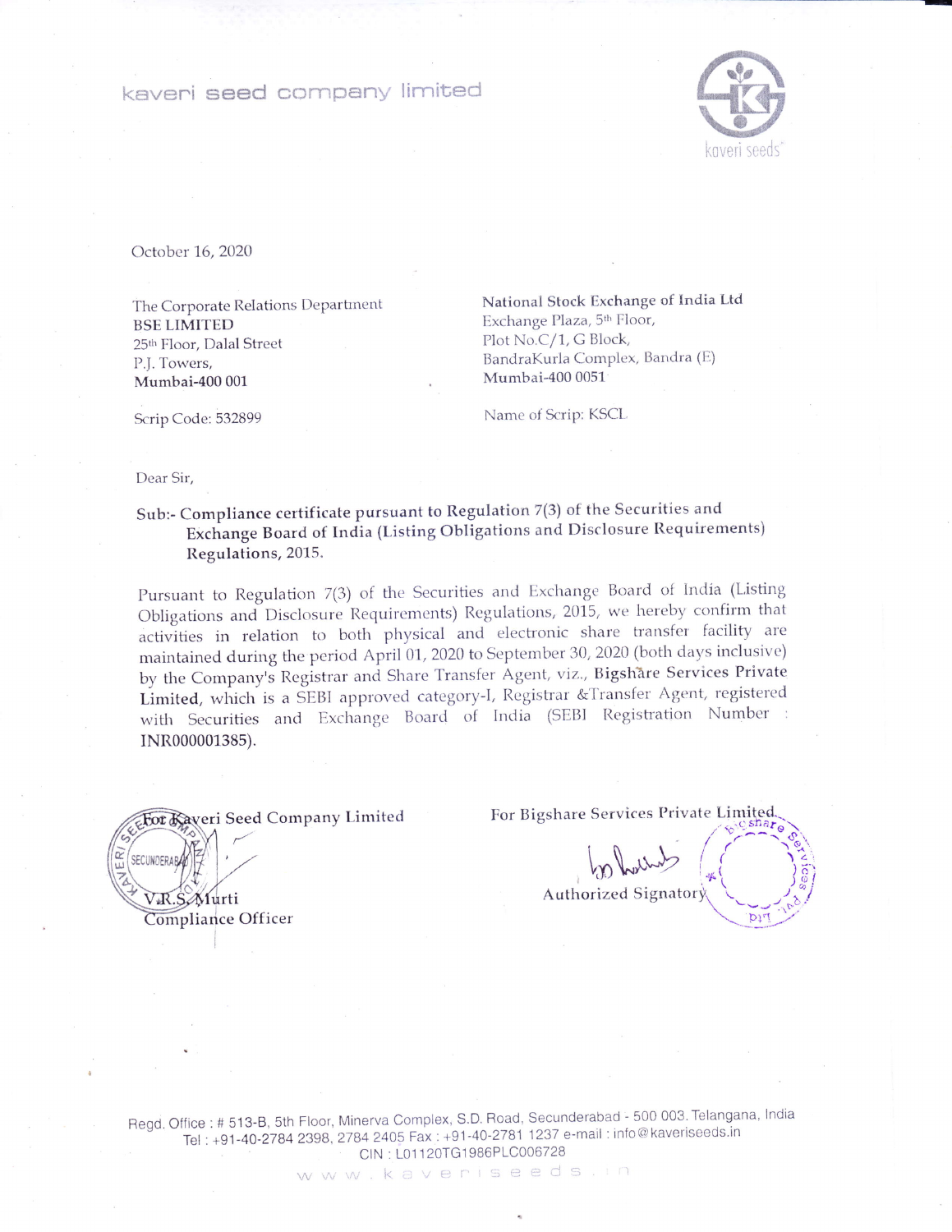kaveri seed company limited

kaveri seeds

October 16, 2020

The Corporate Relations Department
**BSE LIMITED**
25th Floor, Dalal Street
P.J. Towers,
**Mumbai-400 001**

Scrip Code: 532899

**National Stock Exchange of India Ltd**
Exchange Plaza, 5th Floor,
Plot No.C/1, G Block,
BandraKurla Complex, Bandra (E)
**Mumbai-400 0051**

Name of Scrip: KSCL

Dear Sir,

**Sub:- Compliance certificate pursuant to Regulation 7(3) of the Securities and Exchange Board of India (Listing Obligations and Disclosure Requirements) Regulations, 2015.**

Pursuant to Regulation 7(3) of the Securities and Exchange Board of India (Listing Obligations and Disclosure Requirements) Regulations, 2015, we hereby confirm that activities in relation to both physical and electronic share transfer facility are maintained during the period April 01, 2020 to September 30, 2020 (both days inclusive) by the Company's Registrar and Share Transfer Agent, viz., **Bigshare Services Private Limited**, which is a SEBI approved category-I, Registrar &Transfer Agent, registered with Securities and Exchange Board of India (SEBI Registration Number : **INR000001385**).

For Kaveri Seed Company Limited

V.R.S. Murti
Compliance Officer

For Bigshare Services Private Limited

Authorized Signatory

Regd. Office : # 513-B, 5th Floor, Minerva Complex, S.D. Road, Secunderabad - 500 003. Telangana, India
Tel : +91-40-2784 2398, 2784 2405 Fax : +91-40-2781 1237 e-mail : info@kaveriseeds.in
CIN : L01120TG1986PLC006728
www.kaveriseeds.in